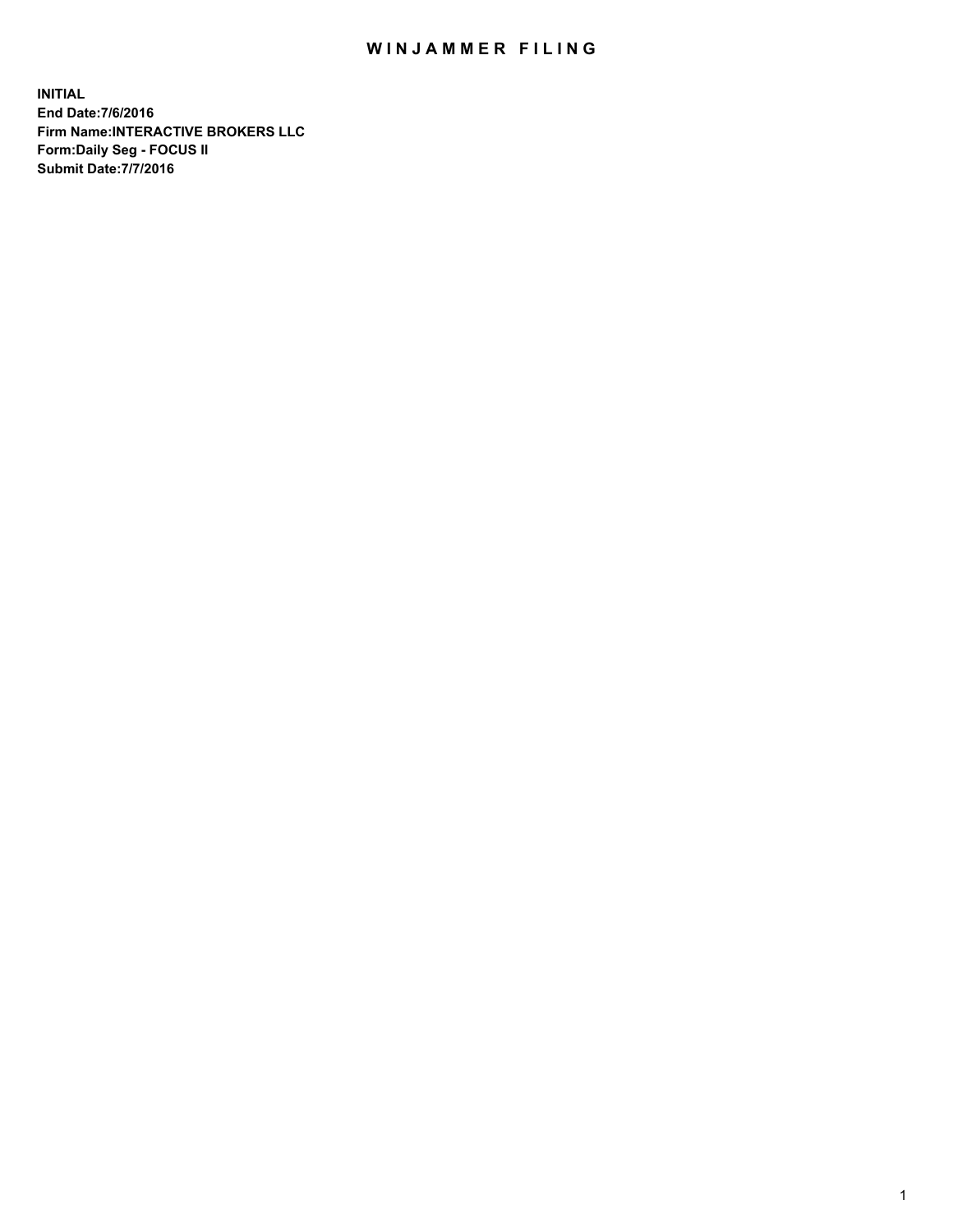# WINJAMMER FILING

**INITIAL**
**End Date:7/6/2016**
**Firm Name:INTERACTIVE BROKERS LLC**
**Form:Daily Seg - FOCUS II**
**Submit Date:7/7/2016**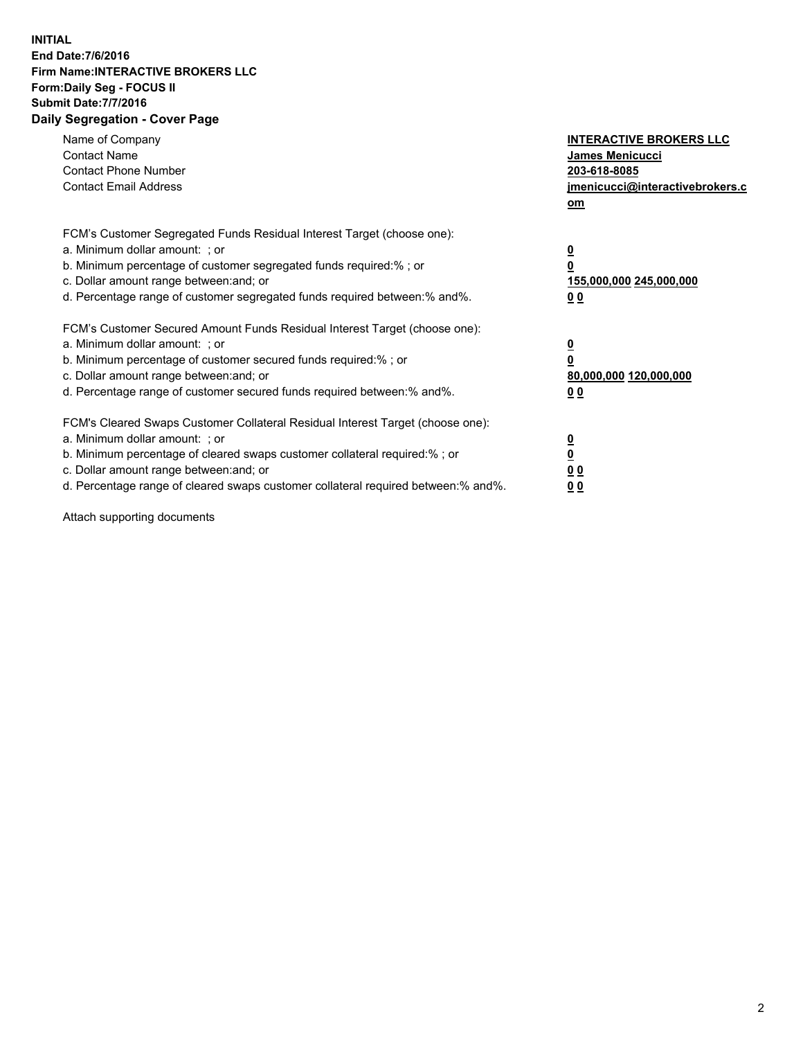**INITIAL**
**End Date:7/6/2016**
**Firm Name:INTERACTIVE BROKERS LLC**
**Form:Daily Seg - FOCUS II**
**Submit Date:7/7/2016**
**Daily Segregation - Cover Page**

| | |
|---|---|
| Name of Company | **INTERACTIVE BROKERS LLC** |
| Contact Name | **James Menicucci** |
| Contact Phone Number | **203-618-8085** |
| Contact Email Address | **jmenicucci@interactivebrokers.com** |

FCM's Customer Segregated Funds Residual Interest Target (choose one):

| | |
|---|---|
| a. Minimum dollar amount: ; or | **0** |
| b. Minimum percentage of customer segregated funds required:% ; or | **0** |
| c. Dollar amount range between:and; or | **155,000,000 245,000,000** |
| d. Percentage range of customer segregated funds required between:% and%. | **0 0** |

FCM's Customer Secured Amount Funds Residual Interest Target (choose one):

| | |
|---|---|
| a. Minimum dollar amount: ; or | **0** |
| b. Minimum percentage of customer secured funds required:% ; or | **0** |
| c. Dollar amount range between:and; or | **80,000,000 120,000,000** |
| d. Percentage range of customer secured funds required between:% and%. | **0 0** |

FCM's Cleared Swaps Customer Collateral Residual Interest Target (choose one):

| | |
|---|---|
| a. Minimum dollar amount: ; or | **0** |
| b. Minimum percentage of cleared swaps customer collateral required:% ; or | **0** |
| c. Dollar amount range between:and; or | **0 0** |
| d. Percentage range of cleared swaps customer collateral required between:% and%. | **0 0** |

Attach supporting documents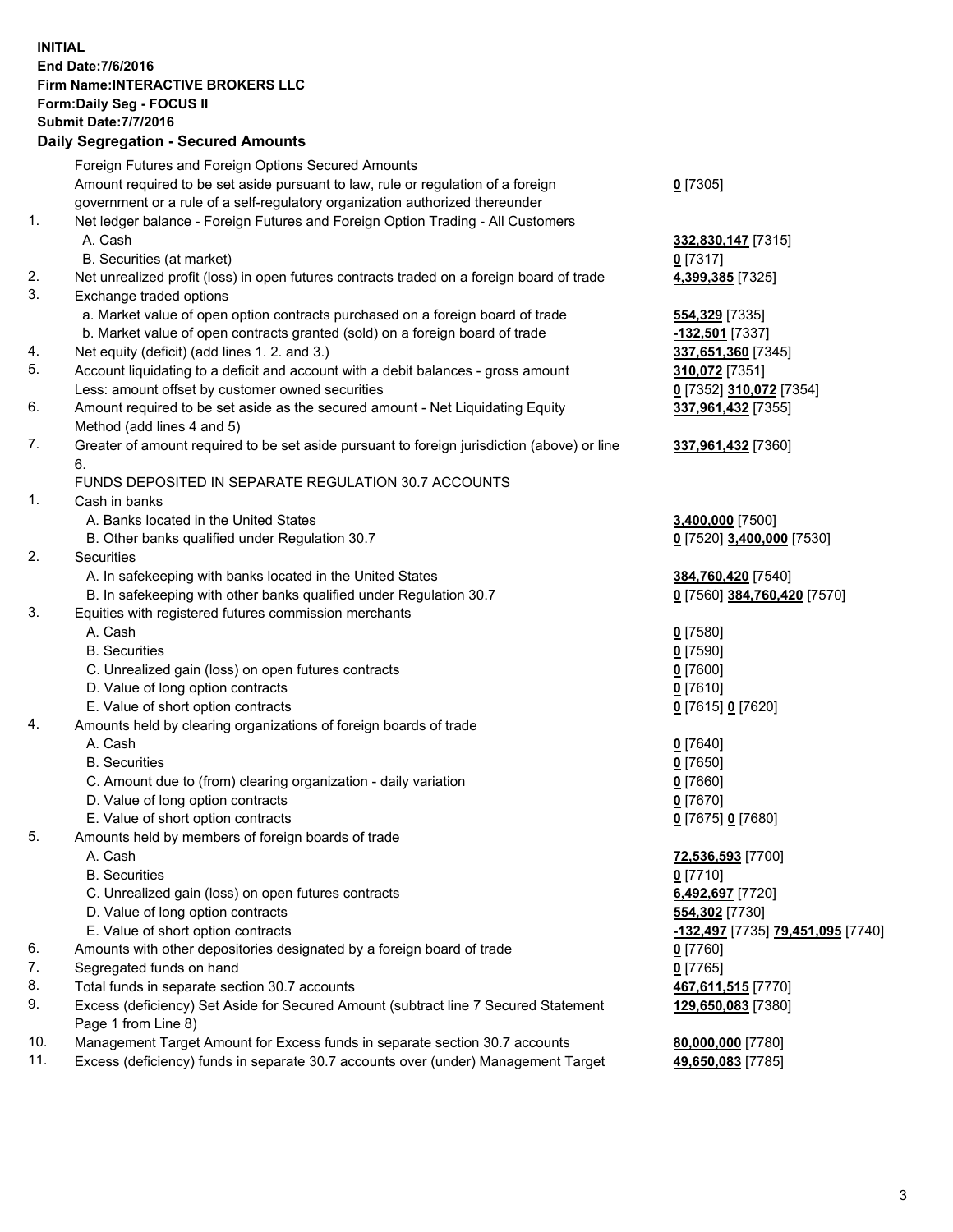**INITIAL**
**End Date:7/6/2016**
**Firm Name:INTERACTIVE BROKERS LLC**
**Form:Daily Seg - FOCUS II**
**Submit Date:7/7/2016**

**Daily Segregation - Secured Amounts**

| | | |
|---|---|---|
| | Foreign Futures and Foreign Options Secured Amounts | |
| | Amount required to be set aside pursuant to law, rule or regulation of a foreign government or a rule of a self-regulatory organization authorized thereunder | **0** [7305] |
| 1. | Net ledger balance - Foreign Futures and Foreign Option Trading - All Customers | |
| | A. Cash | **332,830,147** [7315] |
| | B. Securities (at market) | **0** [7317] |
| 2. | Net unrealized profit (loss) in open futures contracts traded on a foreign board of trade | **4,399,385** [7325] |
| 3. | Exchange traded options | |
| | a. Market value of open option contracts purchased on a foreign board of trade | **554,329** [7335] |
| | b. Market value of open contracts granted (sold) on a foreign board of trade | **-132,501** [7337] |
| 4. | Net equity (deficit) (add lines 1. 2. and 3.) | **337,651,360** [7345] |
| 5. | Account liquidating to a deficit and account with a debit balances - gross amount | **310,072** [7351] |
| | Less: amount offset by customer owned securities | **0** [7352] **310,072** [7354] |
| 6. | Amount required to be set aside as the secured amount - Net Liquidating Equity Method (add lines 4 and 5) | **337,961,432** [7355] |
| 7. | Greater of amount required to be set aside pursuant to foreign jurisdiction (above) or line 6. | **337,961,432** [7360] |
| | FUNDS DEPOSITED IN SEPARATE REGULATION 30.7 ACCOUNTS | |
| 1. | Cash in banks | |
| | A. Banks located in the United States | **3,400,000** [7500] |
| | B. Other banks qualified under Regulation 30.7 | **0** [7520] **3,400,000** [7530] |
| 2. | Securities | |
| | A. In safekeeping with banks located in the United States | **384,760,420** [7540] |
| | B. In safekeeping with other banks qualified under Regulation 30.7 | **0** [7560] **384,760,420** [7570] |
| 3. | Equities with registered futures commission merchants | |
| | A. Cash | **0** [7580] |
| | B. Securities | **0** [7590] |
| | C. Unrealized gain (loss) on open futures contracts | **0** [7600] |
| | D. Value of long option contracts | **0** [7610] |
| | E. Value of short option contracts | **0** [7615] **0** [7620] |
| 4. | Amounts held by clearing organizations of foreign boards of trade | |
| | A. Cash | **0** [7640] |
| | B. Securities | **0** [7650] |
| | C. Amount due to (from) clearing organization - daily variation | **0** [7660] |
| | D. Value of long option contracts | **0** [7670] |
| | E. Value of short option contracts | **0** [7675] **0** [7680] |
| 5. | Amounts held by members of foreign boards of trade | |
| | A. Cash | **72,536,593** [7700] |
| | B. Securities | **0** [7710] |
| | C. Unrealized gain (loss) on open futures contracts | **6,492,697** [7720] |
| | D. Value of long option contracts | **554,302** [7730] |
| | E. Value of short option contracts | **-132,497** [7735] **79,451,095** [7740] |
| 6. | Amounts with other depositories designated by a foreign board of trade | **0** [7760] |
| 7. | Segregated funds on hand | **0** [7765] |
| 8. | Total funds in separate section 30.7 accounts | **467,611,515** [7770] |
| 9. | Excess (deficiency) Set Aside for Secured Amount (subtract line 7 Secured Statement Page 1 from Line 8) | **129,650,083** [7380] |
| 10. | Management Target Amount for Excess funds in separate section 30.7 accounts | **80,000,000** [7780] |
| 11. | Excess (deficiency) funds in separate 30.7 accounts over (under) Management Target | **49,650,083** [7785] |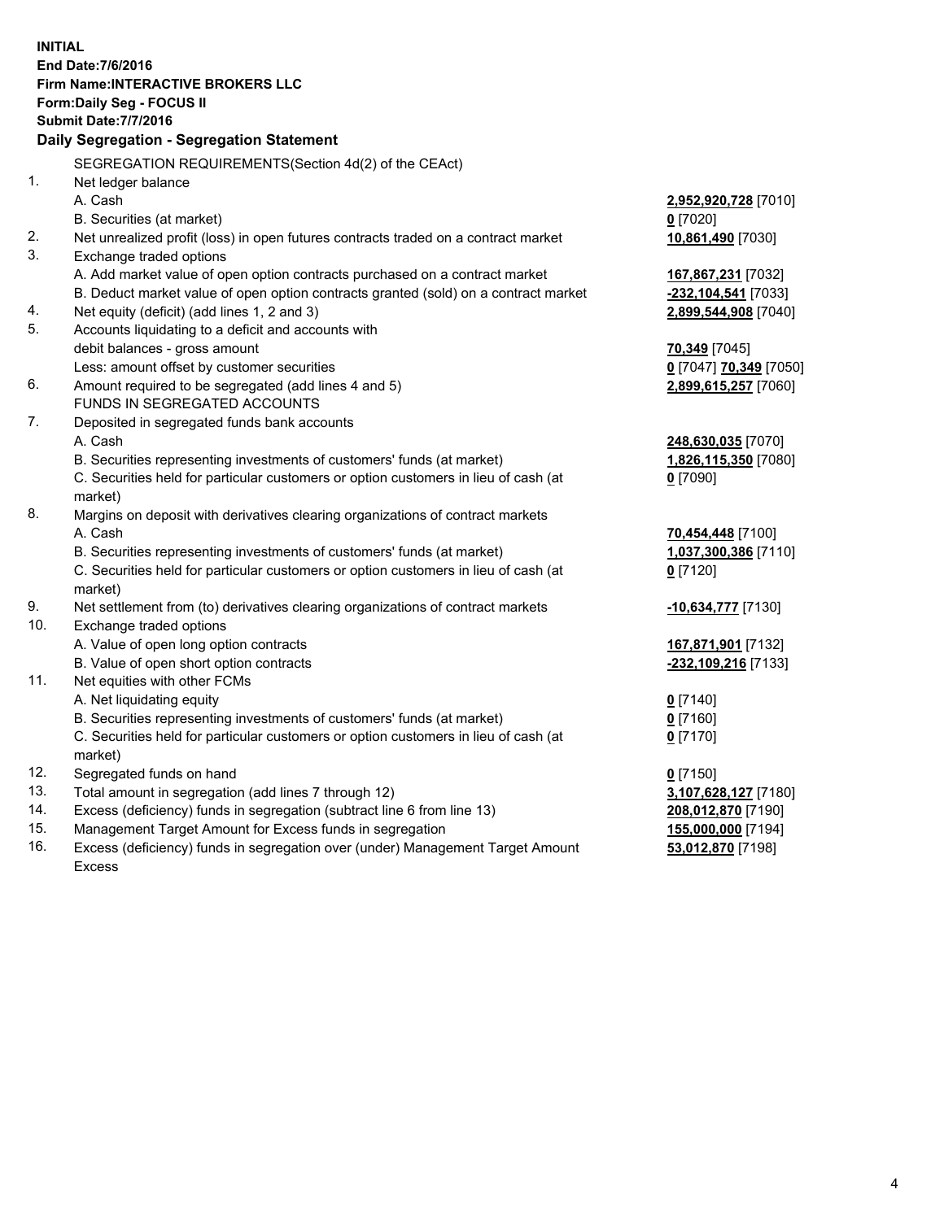**INITIAL**
**End Date:7/6/2016**
**Firm Name:INTERACTIVE BROKERS LLC**
**Form:Daily Seg - FOCUS II**
**Submit Date:7/7/2016**
**Daily Segregation - Segregation Statement**

SEGREGATION REQUIREMENTS(Section 4d(2) of the CEAct)

| | | |
|---|---|---|
| 1. | Net ledger balance | |
| | A. Cash | **2,952,920,728** [7010] |
| | B. Securities (at market) | **0** [7020] |
| 2. | Net unrealized profit (loss) in open futures contracts traded on a contract market | **10,861,490** [7030] |
| 3. | Exchange traded options | |
| | A. Add market value of open option contracts purchased on a contract market | **167,867,231** [7032] |
| | B. Deduct market value of open option contracts granted (sold) on a contract market | **-232,104,541** [7033] |
| 4. | Net equity (deficit) (add lines 1, 2 and 3) | **2,899,544,908** [7040] |
| 5. | Accounts liquidating to a deficit and accounts with | |
| | debit balances - gross amount | **70,349** [7045] |
| | Less: amount offset by customer securities | **0** [7047] **70,349** [7050] |
| 6. | Amount required to be segregated (add lines 4 and 5) | **2,899,615,257** [7060] |
| | FUNDS IN SEGREGATED ACCOUNTS | |
| 7. | Deposited in segregated funds bank accounts | |
| | A. Cash | **248,630,035** [7070] |
| | B. Securities representing investments of customers' funds (at market) | **1,826,115,350** [7080] |
| | C. Securities held for particular customers or option customers in lieu of cash (at market) | **0** [7090] |
| 8. | Margins on deposit with derivatives clearing organizations of contract markets | |
| | A. Cash | **70,454,448** [7100] |
| | B. Securities representing investments of customers' funds (at market) | **1,037,300,386** [7110] |
| | C. Securities held for particular customers or option customers in lieu of cash (at market) | **0** [7120] |
| 9. | Net settlement from (to) derivatives clearing organizations of contract markets | **-10,634,777** [7130] |
| 10. | Exchange traded options | |
| | A. Value of open long option contracts | **167,871,901** [7132] |
| | B. Value of open short option contracts | **-232,109,216** [7133] |
| 11. | Net equities with other FCMs | |
| | A. Net liquidating equity | **0** [7140] |
| | B. Securities representing investments of customers' funds (at market) | **0** [7160] |
| | C. Securities held for particular customers or option customers in lieu of cash (at market) | **0** [7170] |
| 12. | Segregated funds on hand | **0** [7150] |
| 13. | Total amount in segregation (add lines 7 through 12) | **3,107,628,127** [7180] |
| 14. | Excess (deficiency) funds in segregation (subtract line 6 from line 13) | **208,012,870** [7190] |
| 15. | Management Target Amount for Excess funds in segregation | **155,000,000** [7194] |
| 16. | Excess (deficiency) funds in segregation over (under) Management Target Amount Excess | **53,012,870** [7198] |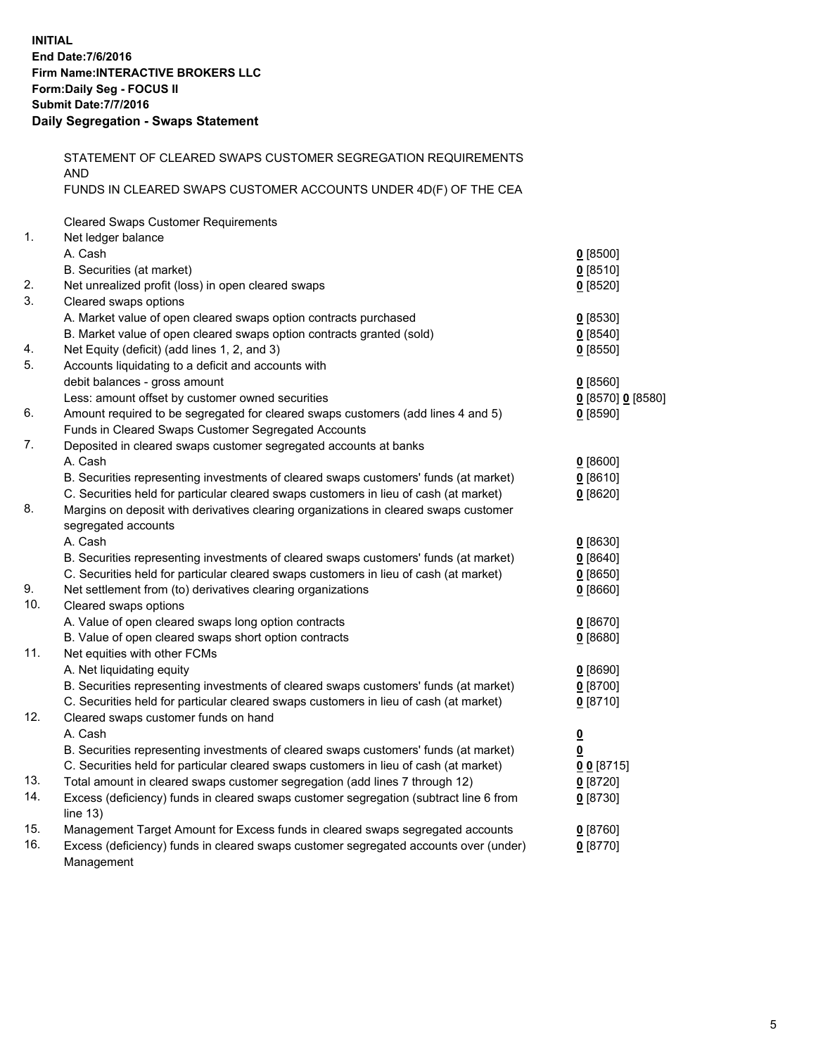**INITIAL**
**End Date:7/6/2016**
**Firm Name:INTERACTIVE BROKERS LLC**
**Form:Daily Seg - FOCUS II**
**Submit Date:7/7/2016**
**Daily Segregation - Swaps Statement**

STATEMENT OF CLEARED SWAPS CUSTOMER SEGREGATION REQUIREMENTS AND FUNDS IN CLEARED SWAPS CUSTOMER ACCOUNTS UNDER 4D(F) OF THE CEA

| | | |
|---|---|---|
| | Cleared Swaps Customer Requirements | |
| 1. | Net ledger balance | |
| | A. Cash | 0 [8500] |
| | B. Securities (at market) | 0 [8510] |
| 2. | Net unrealized profit (loss) in open cleared swaps | 0 [8520] |
| 3. | Cleared swaps options | |
| | A. Market value of open cleared swaps option contracts purchased | 0 [8530] |
| | B. Market value of open cleared swaps option contracts granted (sold) | 0 [8540] |
| 4. | Net Equity (deficit) (add lines 1, 2, and 3) | 0 [8550] |
| 5. | Accounts liquidating to a deficit and accounts with debit balances - gross amount | 0 [8560] |
| | Less: amount offset by customer owned securities | 0 [8570] 0 [8580] |
| 6. | Amount required to be segregated for cleared swaps customers (add lines 4 and 5) | 0 [8590] |
| | Funds in Cleared Swaps Customer Segregated Accounts | |
| 7. | Deposited in cleared swaps customer segregated accounts at banks | |
| | A. Cash | 0 [8600] |
| | B. Securities representing investments of cleared swaps customers' funds (at market) | 0 [8610] |
| | C. Securities held for particular cleared swaps customers in lieu of cash (at market) | 0 [8620] |
| 8. | Margins on deposit with derivatives clearing organizations in cleared swaps customer segregated accounts | |
| | A. Cash | 0 [8630] |
| | B. Securities representing investments of cleared swaps customers' funds (at market) | 0 [8640] |
| | C. Securities held for particular cleared swaps customers in lieu of cash (at market) | 0 [8650] |
| 9. | Net settlement from (to) derivatives clearing organizations | 0 [8660] |
| 10. | Cleared swaps options | |
| | A. Value of open cleared swaps long option contracts | 0 [8670] |
| | B. Value of open cleared swaps short option contracts | 0 [8680] |
| 11. | Net equities with other FCMs | |
| | A. Net liquidating equity | 0 [8690] |
| | B. Securities representing investments of cleared swaps customers' funds (at market) | 0 [8700] |
| | C. Securities held for particular cleared swaps customers in lieu of cash (at market) | 0 [8710] |
| 12. | Cleared swaps customer funds on hand | |
| | A. Cash | 0 |
| | B. Securities representing investments of cleared swaps customers' funds (at market) | 0 |
| | C. Securities held for particular cleared swaps customers in lieu of cash (at market) | 0 0 [8715] |
| 13. | Total amount in cleared swaps customer segregation (add lines 7 through 12) | 0 [8720] |
| 14. | Excess (deficiency) funds in cleared swaps customer segregation (subtract line 6 from line 13) | 0 [8730] |
| 15. | Management Target Amount for Excess funds in cleared swaps segregated accounts | 0 [8760] |
| 16. | Excess (deficiency) funds in cleared swaps customer segregated accounts over (under) Management | 0 [8770] |